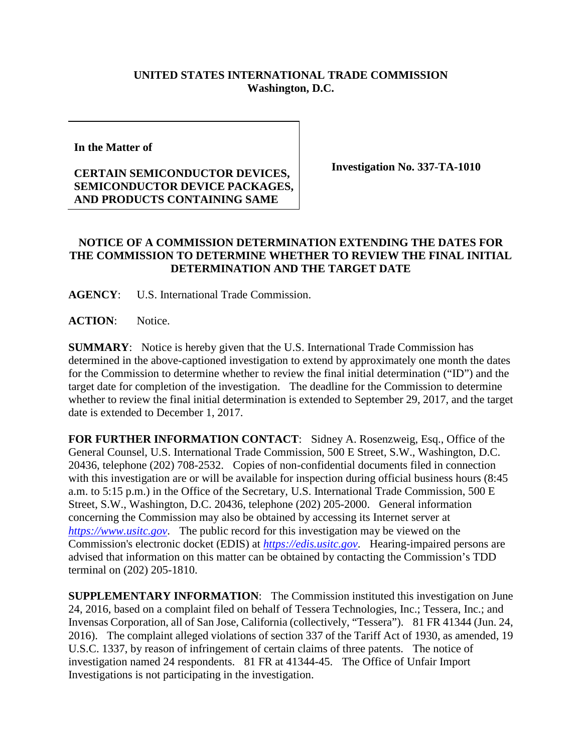**UNITED STATES INTERNATIONAL TRADE COMMISSION**
**Washington, D.C.**

**In the Matter of**

**CERTAIN SEMICONDUCTOR DEVICES, SEMICONDUCTOR DEVICE PACKAGES, AND PRODUCTS CONTAINING SAME**

**Investigation No. 337-TA-1010**

**NOTICE OF A COMMISSION DETERMINATION EXTENDING THE DATES FOR THE COMMISSION TO DETERMINE WHETHER TO REVIEW THE FINAL INITIAL DETERMINATION AND THE TARGET DATE**

**AGENCY**: U.S. International Trade Commission.

**ACTION**: Notice.

**SUMMARY**: Notice is hereby given that the U.S. International Trade Commission has determined in the above-captioned investigation to extend by approximately one month the dates for the Commission to determine whether to review the final initial determination ("ID") and the target date for completion of the investigation. The deadline for the Commission to determine whether to review the final initial determination is extended to September 29, 2017, and the target date is extended to December 1, 2017.

**FOR FURTHER INFORMATION CONTACT**: Sidney A. Rosenzweig, Esq., Office of the General Counsel, U.S. International Trade Commission, 500 E Street, S.W., Washington, D.C. 20436, telephone (202) 708-2532. Copies of non-confidential documents filed in connection with this investigation are or will be available for inspection during official business hours (8:45 a.m. to 5:15 p.m.) in the Office of the Secretary, U.S. International Trade Commission, 500 E Street, S.W., Washington, D.C. 20436, telephone (202) 205-2000. General information concerning the Commission may also be obtained by accessing its Internet server at *https://www.usitc.gov*. The public record for this investigation may be viewed on the Commission's electronic docket (EDIS) at *https://edis.usitc.gov*. Hearing-impaired persons are advised that information on this matter can be obtained by contacting the Commission's TDD terminal on (202) 205-1810.

**SUPPLEMENTARY INFORMATION**: The Commission instituted this investigation on June 24, 2016, based on a complaint filed on behalf of Tessera Technologies, Inc.; Tessera, Inc.; and Invensas Corporation, all of San Jose, California (collectively, "Tessera"). 81 FR 41344 (Jun. 24, 2016). The complaint alleged violations of section 337 of the Tariff Act of 1930, as amended, 19 U.S.C. 1337, by reason of infringement of certain claims of three patents. The notice of investigation named 24 respondents. 81 FR at 41344-45. The Office of Unfair Import Investigations is not participating in the investigation.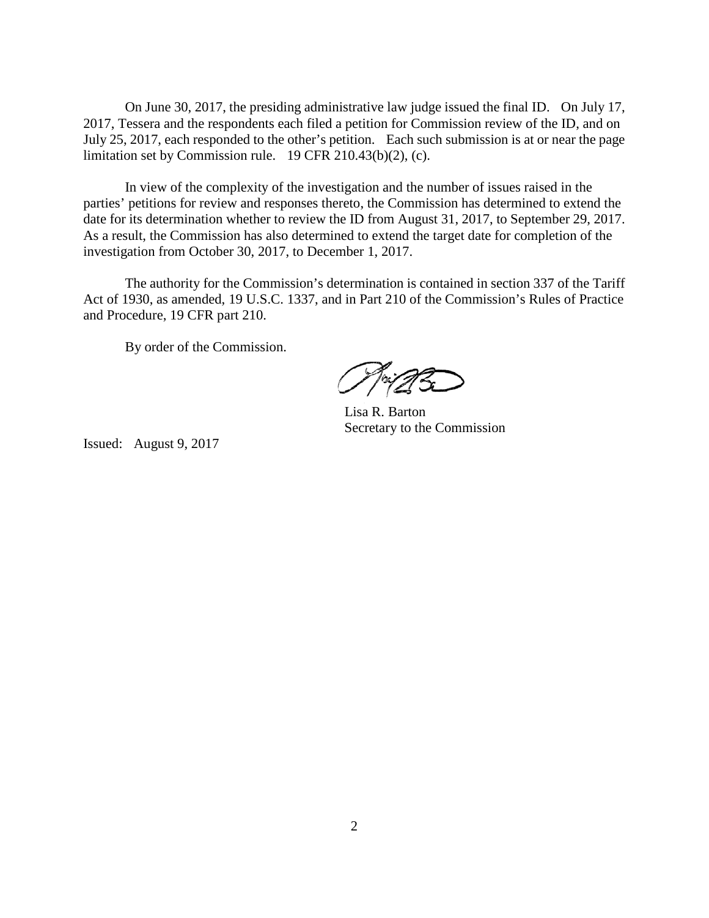On June 30, 2017, the presiding administrative law judge issued the final ID. On July 17, 2017, Tessera and the respondents each filed a petition for Commission review of the ID, and on July 25, 2017, each responded to the other's petition. Each such submission is at or near the page limitation set by Commission rule. 19 CFR 210.43(b)(2), (c).

In view of the complexity of the investigation and the number of issues raised in the parties' petitions for review and responses thereto, the Commission has determined to extend the date for its determination whether to review the ID from August 31, 2017, to September 29, 2017. As a result, the Commission has also determined to extend the target date for completion of the investigation from October 30, 2017, to December 1, 2017.

The authority for the Commission's determination is contained in section 337 of the Tariff Act of 1930, as amended, 19 U.S.C. 1337, and in Part 210 of the Commission's Rules of Practice and Procedure, 19 CFR part 210.

By order of the Commission.

Lisa R. Barton
Secretary to the Commission

Issued: August 9, 2017